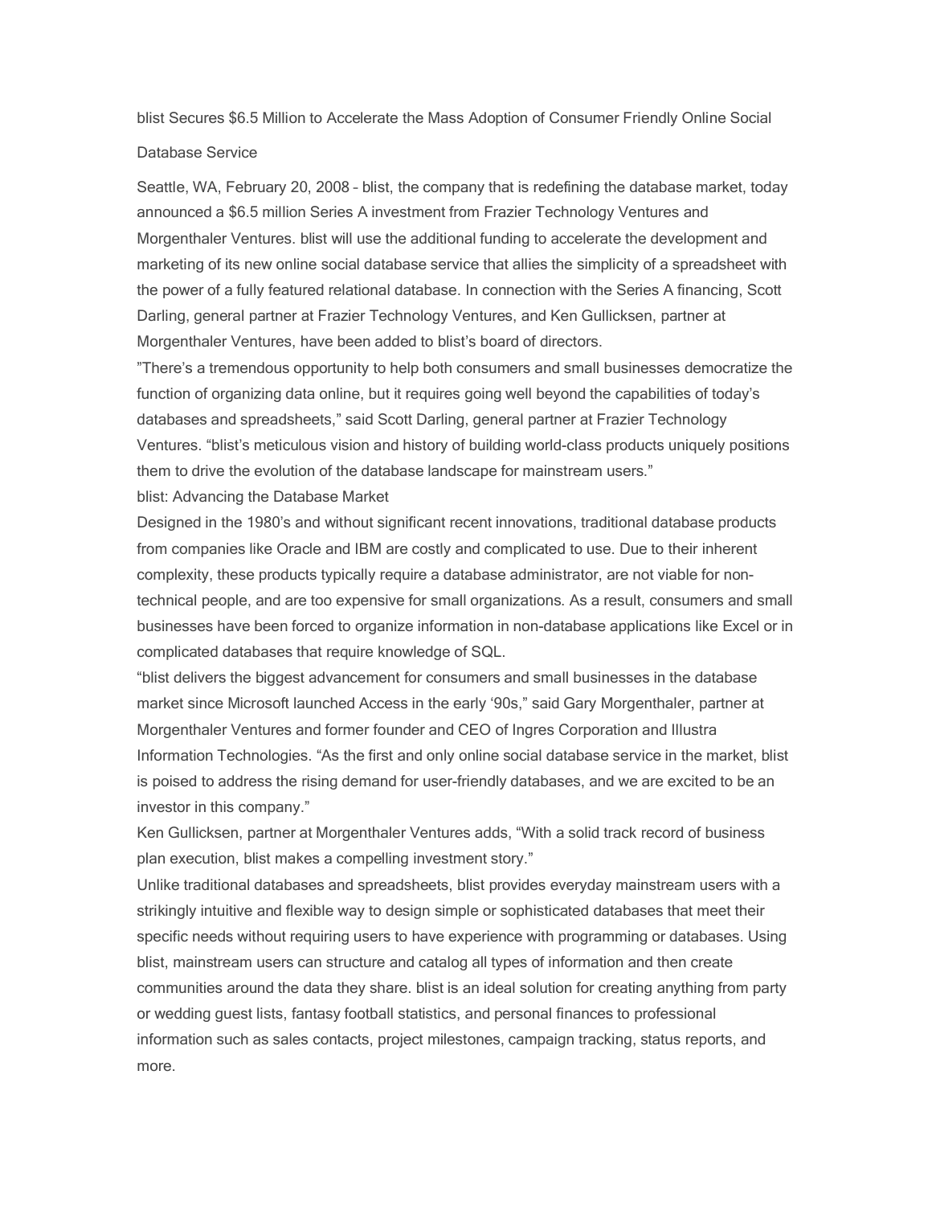# blist Secures $6.5 Million to Accelerate the Mass Adoption of Consumer Friendly Online Social Database Service

Seattle, WA, February 20, 2008 – blist, the company that is redefining the database market, today announced a $6.5 million Series A investment from Frazier Technology Ventures and Morgenthaler Ventures. blist will use the additional funding to accelerate the development and marketing of its new online social database service that allies the simplicity of a spreadsheet with the power of a fully featured relational database. In connection with the Series A financing, Scott Darling, general partner at Frazier Technology Ventures, and Ken Gullicksen, partner at Morgenthaler Ventures, have been added to blist's board of directors.

"There's a tremendous opportunity to help both consumers and small businesses democratize the function of organizing data online, but it requires going well beyond the capabilities of today's databases and spreadsheets," said Scott Darling, general partner at Frazier Technology Ventures. "blist's meticulous vision and history of building world-class products uniquely positions them to drive the evolution of the database landscape for mainstream users."

## blist: Advancing the Database Market

Designed in the 1980's and without significant recent innovations, traditional database products from companies like Oracle and IBM are costly and complicated to use. Due to their inherent complexity, these products typically require a database administrator, are not viable for non-technical people, and are too expensive for small organizations. As a result, consumers and small businesses have been forced to organize information in non-database applications like Excel or in complicated databases that require knowledge of SQL.

"blist delivers the biggest advancement for consumers and small businesses in the database market since Microsoft launched Access in the early '90s," said Gary Morgenthaler, partner at Morgenthaler Ventures and former founder and CEO of Ingres Corporation and Illustra Information Technologies. "As the first and only online social database service in the market, blist is poised to address the rising demand for user-friendly databases, and we are excited to be an investor in this company."

Ken Gullicksen, partner at Morgenthaler Ventures adds, "With a solid track record of business plan execution, blist makes a compelling investment story."

Unlike traditional databases and spreadsheets, blist provides everyday mainstream users with a strikingly intuitive and flexible way to design simple or sophisticated databases that meet their specific needs without requiring users to have experience with programming or databases. Using blist, mainstream users can structure and catalog all types of information and then create communities around the data they share. blist is an ideal solution for creating anything from party or wedding guest lists, fantasy football statistics, and personal finances to professional information such as sales contacts, project milestones, campaign tracking, status reports, and more.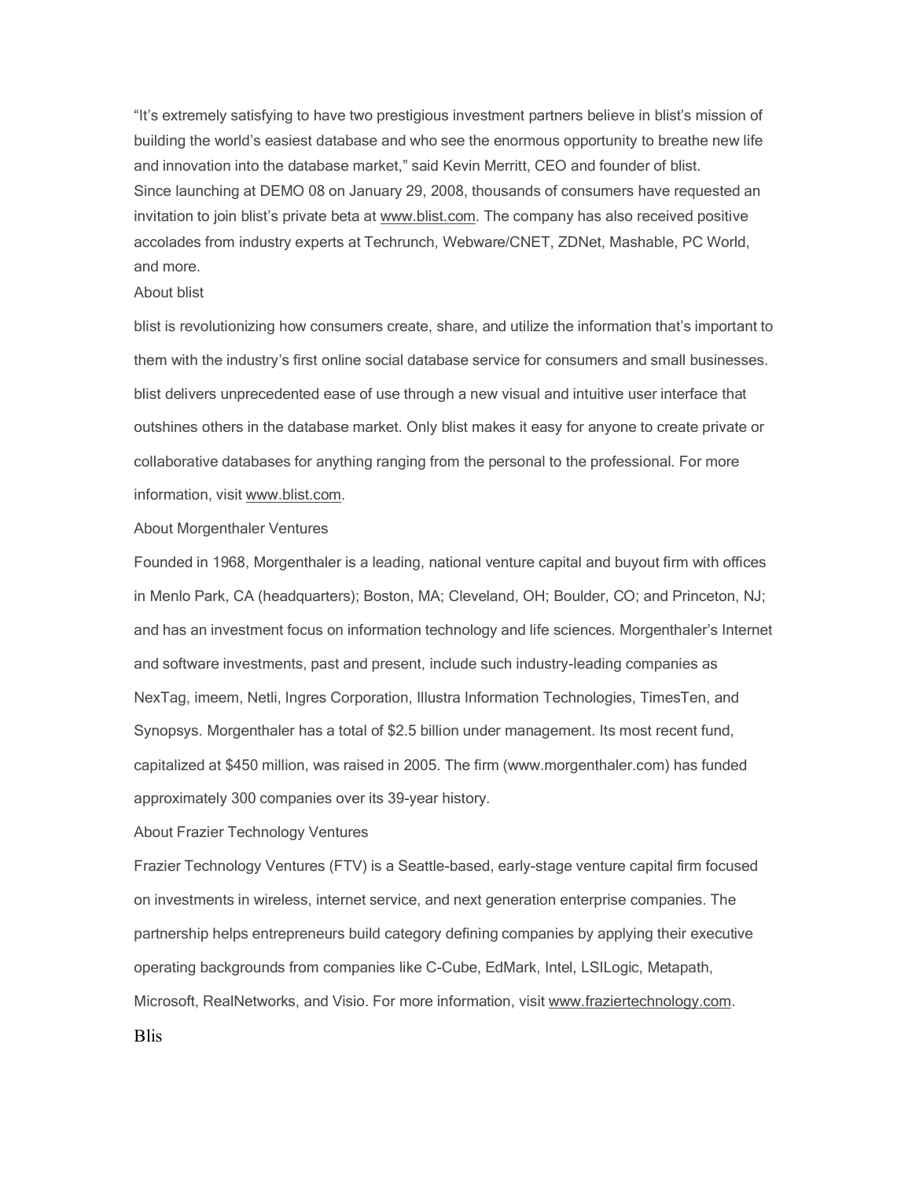"It's extremely satisfying to have two prestigious investment partners believe in blist's mission of building the world's easiest database and who see the enormous opportunity to breathe new life and innovation into the database market," said Kevin Merritt, CEO and founder of blist.

Since launching at DEMO 08 on January 29, 2008, thousands of consumers have requested an invitation to join blist's private beta at www.blist.com. The company has also received positive accolades from industry experts at Techrunch, Webware/CNET, ZDNet, Mashable, PC World, and more.

## About blist

blist is revolutionizing how consumers create, share, and utilize the information that's important to them with the industry's first online social database service for consumers and small businesses. blist delivers unprecedented ease of use through a new visual and intuitive user interface that outshines others in the database market. Only blist makes it easy for anyone to create private or collaborative databases for anything ranging from the personal to the professional. For more information, visit www.blist.com.

## About Morgenthaler Ventures

Founded in 1968, Morgenthaler is a leading, national venture capital and buyout firm with offices in Menlo Park, CA (headquarters); Boston, MA; Cleveland, OH; Boulder, CO; and Princeton, NJ; and has an investment focus on information technology and life sciences. Morgenthaler's Internet and software investments, past and present, include such industry-leading companies as NexTag, imeem, Netli, Ingres Corporation, Illustra Information Technologies, TimesTen, and Synopsys. Morgenthaler has a total of $2.5 billion under management. Its most recent fund, capitalized at $450 million, was raised in 2005. The firm (www.morgenthaler.com) has funded approximately 300 companies over its 39-year history.

## About Frazier Technology Ventures

Frazier Technology Ventures (FTV) is a Seattle-based, early-stage venture capital firm focused on investments in wireless, internet service, and next generation enterprise companies. The partnership helps entrepreneurs build category defining companies by applying their executive operating backgrounds from companies like C-Cube, EdMark, Intel, LSILogic, Metapath, Microsoft, RealNetworks, and Visio. For more information, visit www.fraziertechnology.com.

Blis